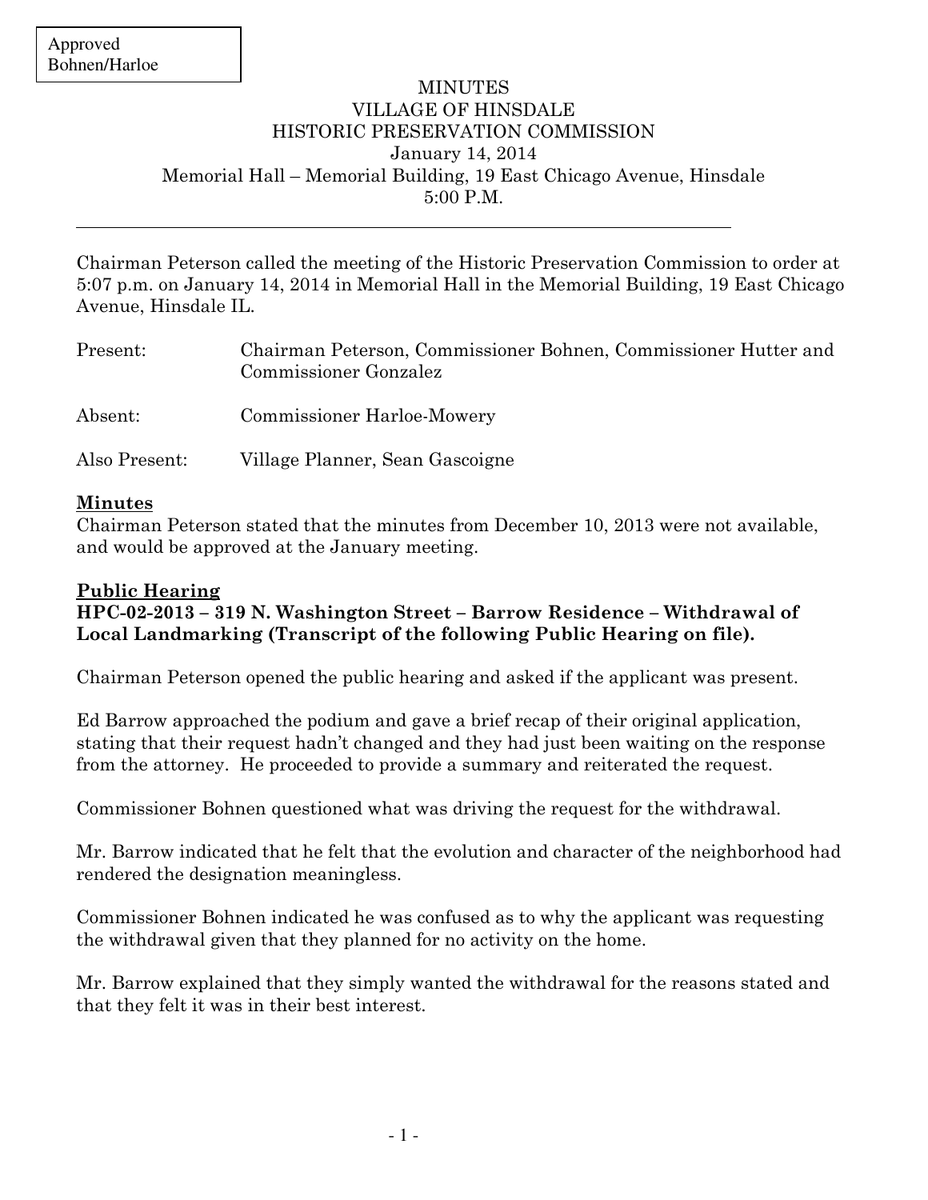Approved
Bohnen/Harloe

# MINUTES
## VILLAGE OF HINSDALE
## HISTORIC PRESERVATION COMMISSION

January 14, 2014
Memorial Hall – Memorial Building, 19 East Chicago Avenue, Hinsdale
5:00 P.M.

---

Chairman Peterson called the meeting of the Historic Preservation Commission to order at 5:07 p.m. on January 14, 2014 in Memorial Hall in the Memorial Building, 19 East Chicago Avenue, Hinsdale IL.

| | |
|---|---|
| Present: | Chairman Peterson, Commissioner Bohnen, Commissioner Hutter and Commissioner Gonzalez |
| Absent: | Commissioner Harloe-Mowery |
| Also Present: | Village Planner, Sean Gascoigne |

**Minutes**

Chairman Peterson stated that the minutes from December 10, 2013 were not available, and would be approved at the January meeting.

**Public Hearing**

**HPC-02-2013 – 319 N. Washington Street – Barrow Residence – Withdrawal of Local Landmarking (Transcript of the following Public Hearing on file).**

Chairman Peterson opened the public hearing and asked if the applicant was present.

Ed Barrow approached the podium and gave a brief recap of their original application, stating that their request hadn't changed and they had just been waiting on the response from the attorney. He proceeded to provide a summary and reiterated the request.

Commissioner Bohnen questioned what was driving the request for the withdrawal.

Mr. Barrow indicated that he felt that the evolution and character of the neighborhood had rendered the designation meaningless.

Commissioner Bohnen indicated he was confused as to why the applicant was requesting the withdrawal given that they planned for no activity on the home.

Mr. Barrow explained that they simply wanted the withdrawal for the reasons stated and that they felt it was in their best interest.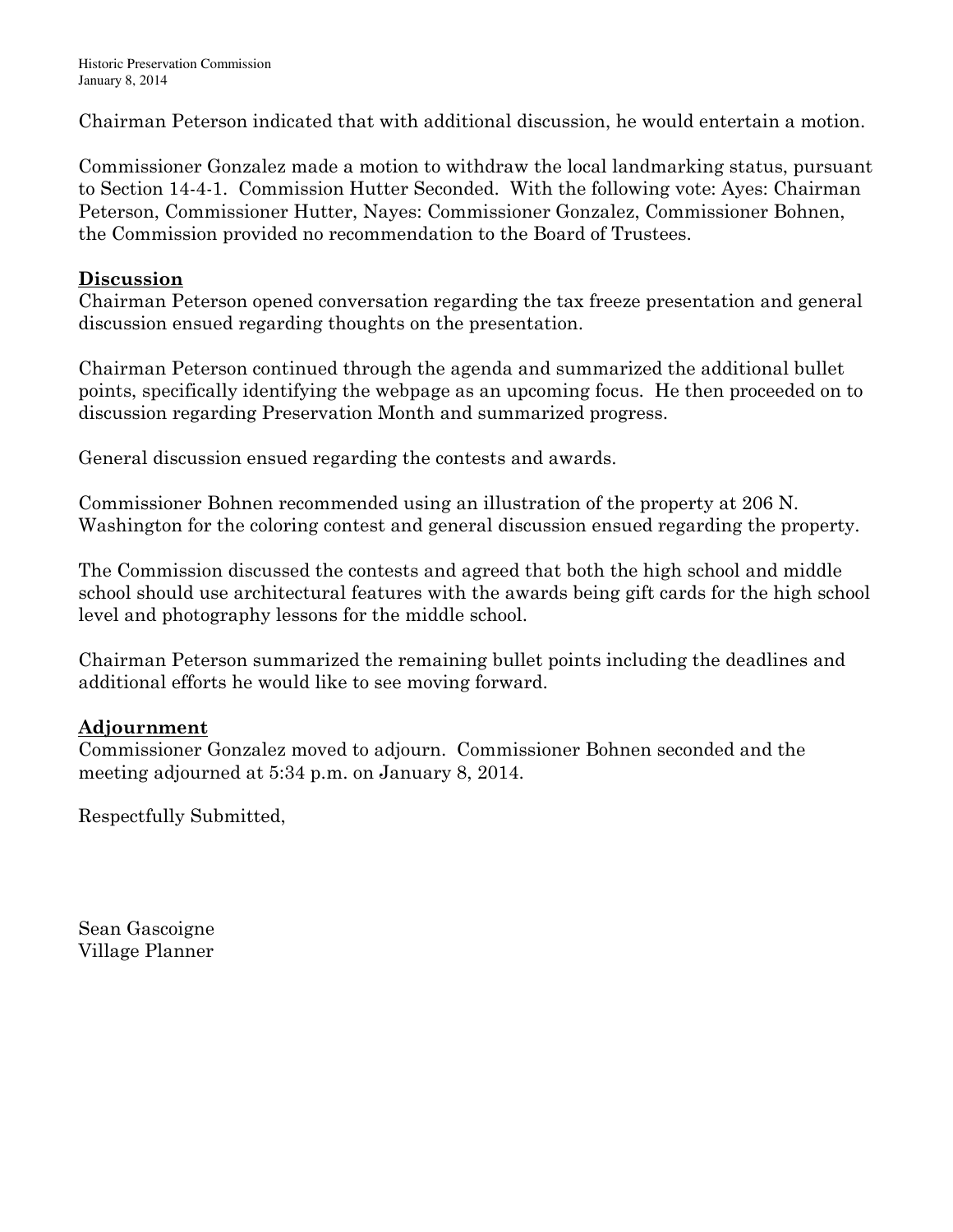Chairman Peterson indicated that with additional discussion, he would entertain a motion.

Commissioner Gonzalez made a motion to withdraw the local landmarking status, pursuant to Section 14-4-1. Commission Hutter Seconded. With the following vote: Ayes: Chairman Peterson, Commissioner Hutter, Nayes: Commissioner Gonzalez, Commissioner Bohnen, the Commission provided no recommendation to the Board of Trustees.

## Discussion

Chairman Peterson opened conversation regarding the tax freeze presentation and general discussion ensued regarding thoughts on the presentation.

Chairman Peterson continued through the agenda and summarized the additional bullet points, specifically identifying the webpage as an upcoming focus. He then proceeded on to discussion regarding Preservation Month and summarized progress.

General discussion ensued regarding the contests and awards.

Commissioner Bohnen recommended using an illustration of the property at 206 N. Washington for the coloring contest and general discussion ensued regarding the property.

The Commission discussed the contests and agreed that both the high school and middle school should use architectural features with the awards being gift cards for the high school level and photography lessons for the middle school.

Chairman Peterson summarized the remaining bullet points including the deadlines and additional efforts he would like to see moving forward.

## Adjournment

Commissioner Gonzalez moved to adjourn. Commissioner Bohnen seconded and the meeting adjourned at 5:34 p.m. on January 8, 2014.

Respectfully Submitted,

Sean Gascoigne
Village Planner